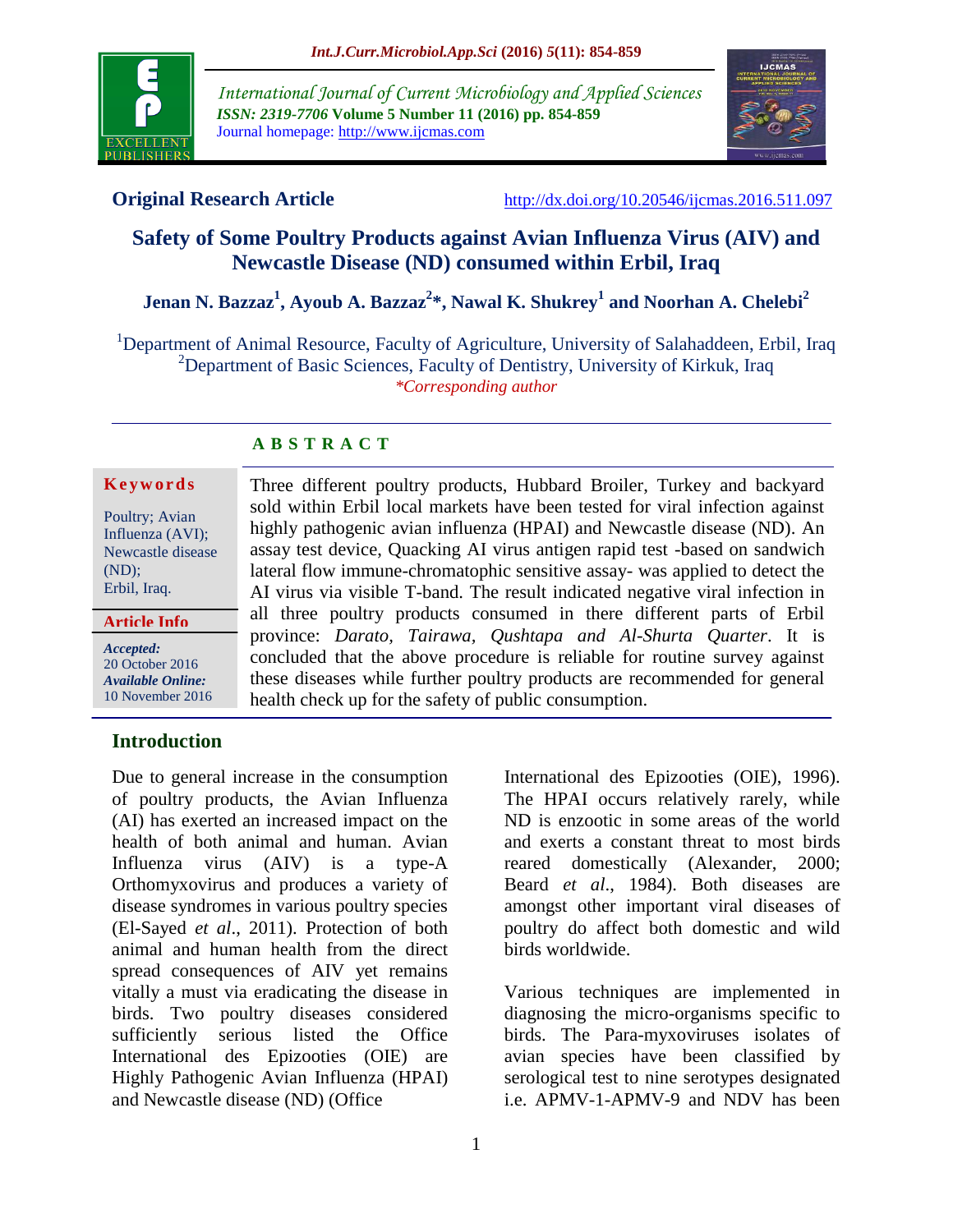International Journal of Current Microbiology and Applied Sciences
*ISSN: 2319-7706* **Volume 5 Number 11 (2016) pp. 854-859**
Journal homepage: http://www.ijcmas.com

**Original Research Article** http://dx.doi.org/10.20546/ijcmas.2016.511.097

# Safety of Some Poultry Products against Avian Influenza Virus (AIV) and Newcastle Disease (ND) consumed within Erbil, Iraq

**Jenan N. Bazzaz[1], Ayoub A. Bazzaz[2]\*, Nawal K. Shukrey[1] and Noorhan A. Chelebi[2]**

[1]Department of Animal Resource, Faculty of Agriculture, University of Salahaddeen, Erbil, Iraq
[2]Department of Basic Sciences, Faculty of Dentistry, University of Kirkuk, Iraq
*\*Corresponding author*

## ABSTRACT

**Keywords**

Poultry; Avian Influenza (AVI); Newcastle disease (ND); Erbil, Iraq.

**Article Info**

*Accepted:* 20 October 2016
*Available Online:* 10 November 2016

Three different poultry products, Hubbard Broiler, Turkey and backyard sold within Erbil local markets have been tested for viral infection against highly pathogenic avian influenza (HPAI) and Newcastle disease (ND). An assay test device, Quacking AI virus antigen rapid test -based on sandwich lateral flow immune-chromatophic sensitive assay- was applied to detect the AI virus via visible T-band. The result indicated negative viral infection in all three poultry products consumed in there different parts of Erbil province: *Darato, Tairawa, Qushtapa and Al-Shurta Quarter*. It is concluded that the above procedure is reliable for routine survey against these diseases while further poultry products are recommended for general health check up for the safety of public consumption.

## Introduction

Due to general increase in the consumption of poultry products, the Avian Influenza (AI) has exerted an increased impact on the health of both animal and human. Avian Influenza virus (AIV) is a type-A Orthomyxovirus and produces a variety of disease syndromes in various poultry species (El-Sayed *et al*., 2011). Protection of both animal and human health from the direct spread consequences of AIV yet remains vitally a must via eradicating the disease in birds. Two poultry diseases considered sufficiently serious listed the Office International des Epizooties (OIE) are Highly Pathogenic Avian Influenza (HPAI) and Newcastle disease (ND) (Office International des Epizooties (OIE), 1996). The HPAI occurs relatively rarely, while ND is enzootic in some areas of the world and exerts a constant threat to most birds reared domestically (Alexander, 2000; Beard *et al*., 1984). Both diseases are amongst other important viral diseases of poultry do affect both domestic and wild birds worldwide.

Various techniques are implemented in diagnosing the micro-organisms specific to birds. The Para-myxoviruses isolates of avian species have been classified by serological test to nine serotypes designated i.e. APMV-1-APMV-9 and NDV has been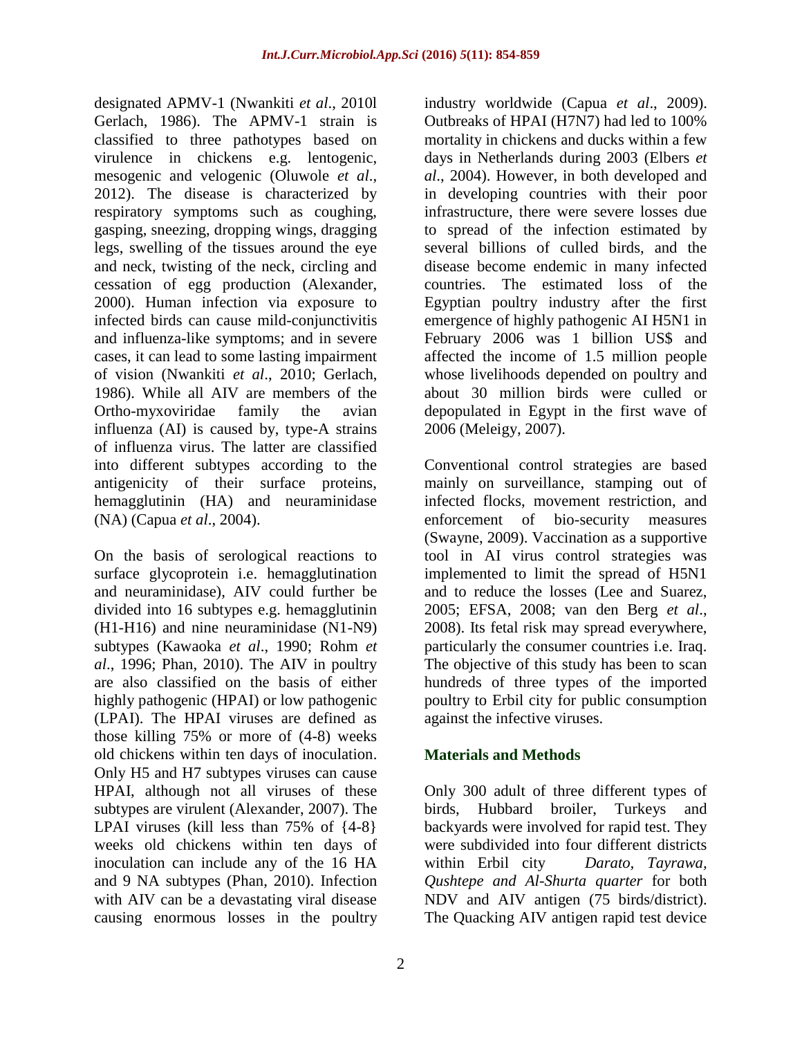designated APMV-1 (Nwankiti *et al*., 2010l Gerlach, 1986). The APMV-1 strain is classified to three pathotypes based on virulence in chickens e.g. lentogenic, mesogenic and velogenic (Oluwole *et al*., 2012). The disease is characterized by respiratory symptoms such as coughing, gasping, sneezing, dropping wings, dragging legs, swelling of the tissues around the eye and neck, twisting of the neck, circling and cessation of egg production (Alexander, 2000). Human infection via exposure to infected birds can cause mild-conjunctivitis and influenza-like symptoms; and in severe cases, it can lead to some lasting impairment of vision (Nwankiti *et al*., 2010; Gerlach, 1986). While all AIV are members of the Ortho-myxoviridae family the avian influenza (AI) is caused by, type-A strains of influenza virus. The latter are classified into different subtypes according to the antigenicity of their surface proteins, hemagglutinin (HA) and neuraminidase (NA) (Capua *et al*., 2004).

On the basis of serological reactions to surface glycoprotein i.e. hemagglutination and neuraminidase), AIV could further be divided into 16 subtypes e.g. hemagglutinin (H1-H16) and nine neuraminidase (N1-N9) subtypes (Kawaoka *et al*., 1990; Rohm *et al*., 1996; Phan, 2010). The AIV in poultry are also classified on the basis of either highly pathogenic (HPAI) or low pathogenic (LPAI). The HPAI viruses are defined as those killing 75% or more of (4-8) weeks old chickens within ten days of inoculation. Only H5 and H7 subtypes viruses can cause HPAI, although not all viruses of these subtypes are virulent (Alexander, 2007). The LPAI viruses (kill less than 75% of {4-8} weeks old chickens within ten days of inoculation can include any of the 16 HA and 9 NA subtypes (Phan, 2010). Infection with AIV can be a devastating viral disease causing enormous losses in the poultry industry worldwide (Capua *et al*., 2009). Outbreaks of HPAI (H7N7) had led to 100% mortality in chickens and ducks within a few days in Netherlands during 2003 (Elbers *et al*., 2004). However, in both developed and in developing countries with their poor infrastructure, there were severe losses due to spread of the infection estimated by several billions of culled birds, and the disease become endemic in many infected countries. The estimated loss of the Egyptian poultry industry after the first emergence of highly pathogenic AI H5N1 in February 2006 was 1 billion US$ and affected the income of 1.5 million people whose livelihoods depended on poultry and about 30 million birds were culled or depopulated in Egypt in the first wave of 2006 (Meleigy, 2007).

Conventional control strategies are based mainly on surveillance, stamping out of infected flocks, movement restriction, and enforcement of bio-security measures (Swayne, 2009). Vaccination as a supportive tool in AI virus control strategies was implemented to limit the spread of H5N1 and to reduce the losses (Lee and Suarez, 2005; EFSA, 2008; van den Berg *et al*., 2008). Its fetal risk may spread everywhere, particularly the consumer countries i.e. Iraq. The objective of this study has been to scan hundreds of three types of the imported poultry to Erbil city for public consumption against the infective viruses.

## Materials and Methods

Only 300 adult of three different types of birds, Hubbard broiler, Turkeys and backyards were involved for rapid test. They were subdivided into four different districts within Erbil city *Darato, Tayrawa, Qushtepe and Al-Shurta quarter* for both NDV and AIV antigen (75 birds/district). The Quacking AIV antigen rapid test device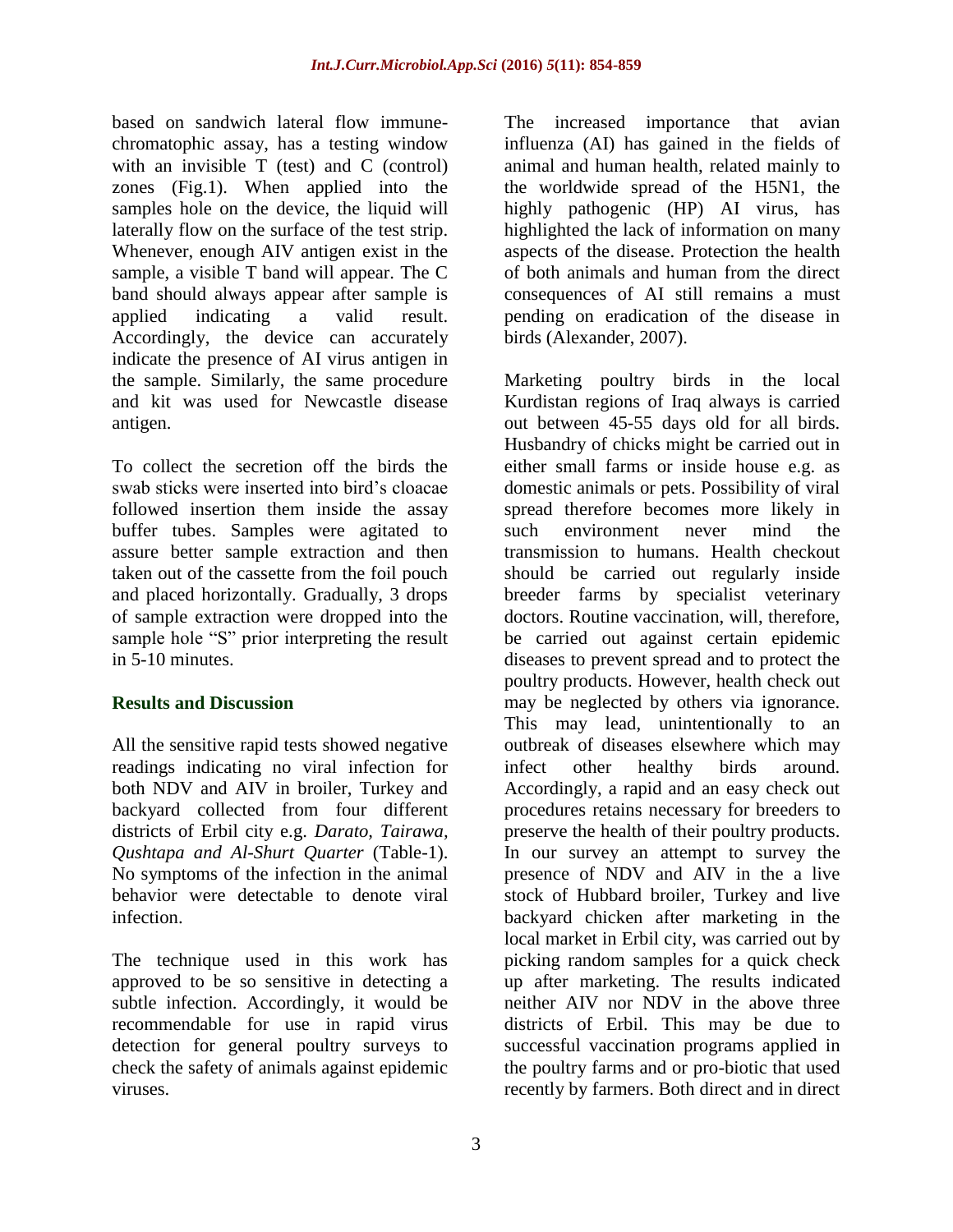based on sandwich lateral flow immune-chromatophic assay, has a testing window with an invisible T (test) and C (control) zones (Fig.1). When applied into the samples hole on the device, the liquid will laterally flow on the surface of the test strip. Whenever, enough AIV antigen exist in the sample, a visible T band will appear. The C band should always appear after sample is applied indicating a valid result. Accordingly, the device can accurately indicate the presence of AI virus antigen in the sample. Similarly, the same procedure and kit was used for Newcastle disease antigen.

To collect the secretion off the birds the swab sticks were inserted into bird's cloacae followed insertion them inside the assay buffer tubes. Samples were agitated to assure better sample extraction and then taken out of the cassette from the foil pouch and placed horizontally. Gradually, 3 drops of sample extraction were dropped into the sample hole "S" prior interpreting the result in 5-10 minutes.

## Results and Discussion

All the sensitive rapid tests showed negative readings indicating no viral infection for both NDV and AIV in broiler, Turkey and backyard collected from four different districts of Erbil city e.g. *Darato, Tairawa, Qushtapa and Al-Shurt Quarter* (Table-1). No symptoms of the infection in the animal behavior were detectable to denote viral infection.

The technique used in this work has approved to be so sensitive in detecting a subtle infection. Accordingly, it would be recommendable for use in rapid virus detection for general poultry surveys to check the safety of animals against epidemic viruses.

The increased importance that avian influenza (AI) has gained in the fields of animal and human health, related mainly to the worldwide spread of the H5N1, the highly pathogenic (HP) AI virus, has highlighted the lack of information on many aspects of the disease. Protection the health of both animals and human from the direct consequences of AI still remains a must pending on eradication of the disease in birds (Alexander, 2007).

Marketing poultry birds in the local Kurdistan regions of Iraq always is carried out between 45-55 days old for all birds. Husbandry of chicks might be carried out in either small farms or inside house e.g. as domestic animals or pets. Possibility of viral spread therefore becomes more likely in such environment never mind the transmission to humans. Health checkout should be carried out regularly inside breeder farms by specialist veterinary doctors. Routine vaccination, will, therefore, be carried out against certain epidemic diseases to prevent spread and to protect the poultry products. However, health check out may be neglected by others via ignorance. This may lead, unintentionally to an outbreak of diseases elsewhere which may infect other healthy birds around. Accordingly, a rapid and an easy check out procedures retains necessary for breeders to preserve the health of their poultry products. In our survey an attempt to survey the presence of NDV and AIV in the a live stock of Hubbard broiler, Turkey and live backyard chicken after marketing in the local market in Erbil city, was carried out by picking random samples for a quick check up after marketing. The results indicated neither AIV nor NDV in the above three districts of Erbil. This may be due to successful vaccination programs applied in the poultry farms and or pro-biotic that used recently by farmers. Both direct and in direct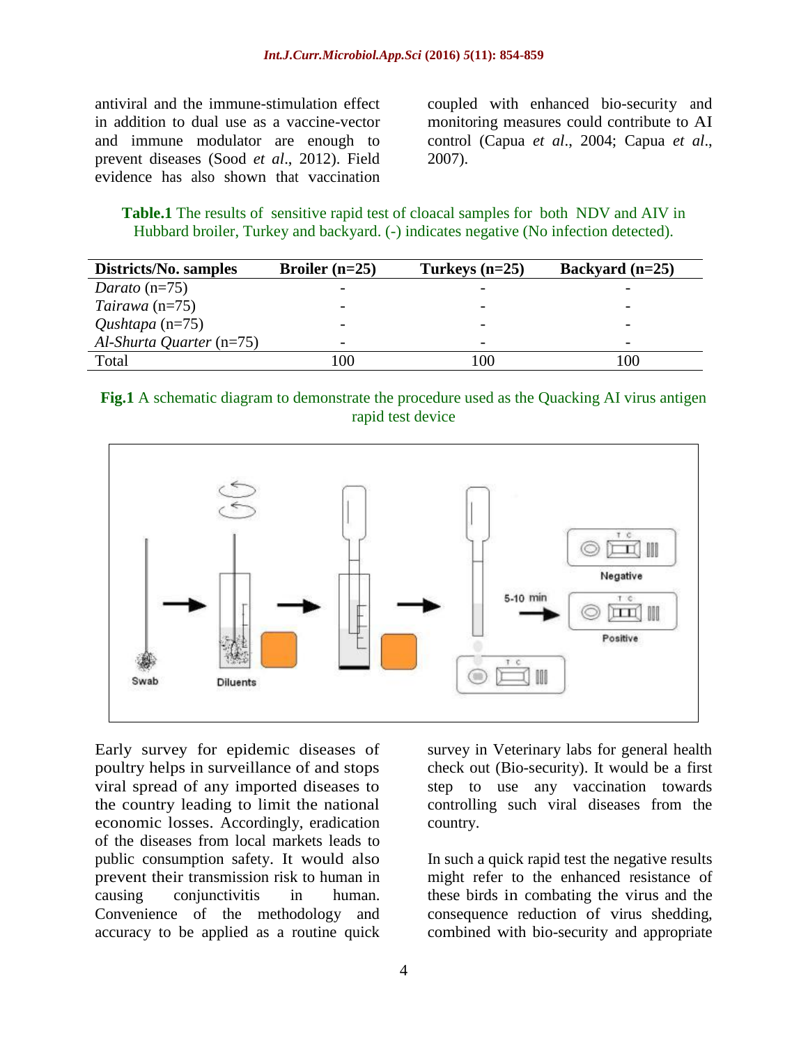antiviral and the immune-stimulation effect in addition to dual use as a vaccine-vector and immune modulator are enough to prevent diseases (Sood *et al*., 2012). Field evidence has also shown that vaccination coupled with enhanced bio-security and monitoring measures could contribute to AI control (Capua *et al*., 2004; Capua *et al*., 2007).

**Table.1** The results of sensitive rapid test of cloacal samples for both NDV and AIV in Hubbard broiler, Turkey and backyard. (-) indicates negative (No infection detected).

| Districts/No. samples | Broiler (n=25) | Turkeys (n=25) | Backyard (n=25) |
|---|---|---|---|
| *Darato* (n=75) | - | - | - |
| *Tairawa* (n=75) | - | - | - |
| *Qushtapa* (n=75) | - | - | - |
| *Al-Shurta Quarter* (n=75) | - | - | - |
| Total | 100 | 100 | 100 |

**Fig.1** A schematic diagram to demonstrate the procedure used as the Quacking AI virus antigen rapid test device

Early survey for epidemic diseases of poultry helps in surveillance of and stops viral spread of any imported diseases to the country leading to limit the national economic losses. Accordingly, eradication of the diseases from local markets leads to public consumption safety. It would also prevent their transmission risk to human in causing conjunctivitis in human. Convenience of the methodology and accuracy to be applied as a routine quick survey in Veterinary labs for general health check out (Bio-security). It would be a first step to use any vaccination towards controlling such viral diseases from the country.

In such a quick rapid test the negative results might refer to the enhanced resistance of these birds in combating the virus and the consequence reduction of virus shedding, combined with bio-security and appropriate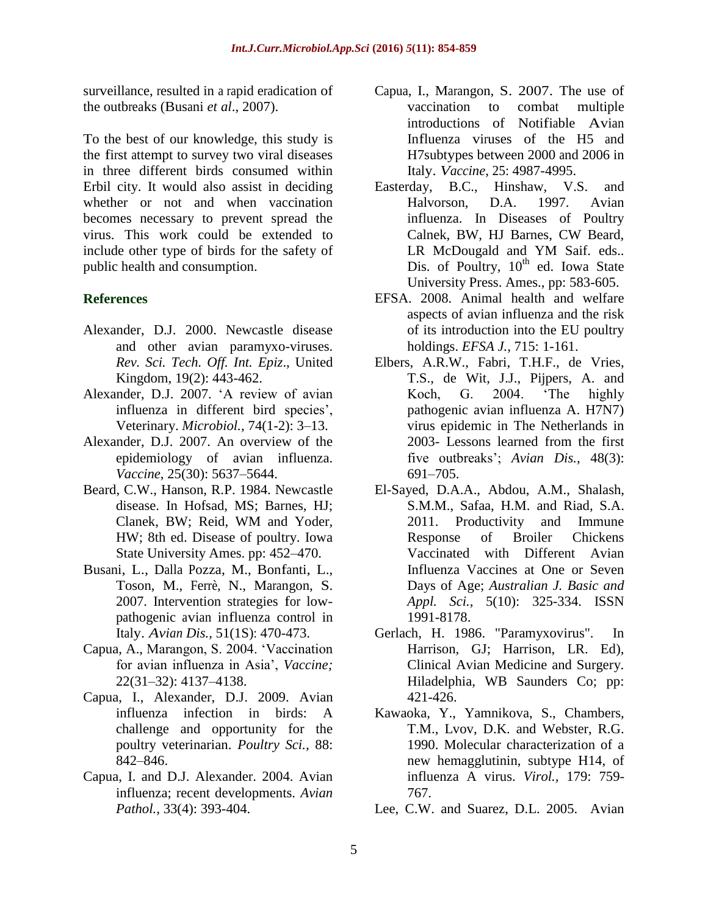surveillance, resulted in a rapid eradication of the outbreaks (Busani *et al*., 2007).

To the best of our knowledge, this study is the first attempt to survey two viral diseases in three different birds consumed within Erbil city. It would also assist in deciding whether or not and when vaccination becomes necessary to prevent spread the virus. This work could be extended to include other type of birds for the safety of public health and consumption.

## References

Alexander, D.J. 2000. Newcastle disease and other avian paramyxo-viruses. *Rev. Sci. Tech. Off. Int. Epiz*., United Kingdom, 19(2): 443-462.

Alexander, D.J. 2007. 'A review of avian influenza in different bird species', Veterinary. *Microbiol.,* 74(1-2): 3–13.

Alexander, D.J. 2007. An overview of the epidemiology of avian influenza. *Vaccine*, 25(30): 5637–5644.

Beard, C.W., Hanson, R.P. 1984. Newcastle disease. In Hofsad, MS; Barnes, HJ; Clanek, BW; Reid, WM and Yoder, HW; 8th ed. Disease of poultry. Iowa State University Ames. pp: 452–470.

Busani, L., Dalla Pozza, M., Bonfanti, L., Toson, M., Ferrè, N., Marangon, S. 2007. Intervention strategies for low-pathogenic avian influenza control in Italy. *Avian Dis.,* 51(1S): 470-473.

Capua, A., Marangon, S. 2004. 'Vaccination for avian influenza in Asia', *Vaccine;* 22(31–32): 4137–4138.

Capua, I., Alexander, D.J. 2009. Avian influenza infection in birds: A challenge and opportunity for the poultry veterinarian. *Poultry Sci.,* 88: 842–846.

Capua, I. and D.J. Alexander. 2004. Avian influenza; recent developments. *Avian Pathol.,* 33(4): 393-404.

Capua, I., Marangon, S. 2007. The use of vaccination to combat multiple introductions of Notifiable Avian Influenza viruses of the H5 and H7subtypes between 2000 and 2006 in Italy. *Vaccine*, 25: 4987-4995.

Easterday, B.C., Hinshaw, V.S. and Halvorson, D.A. 1997. Avian influenza. In Diseases of Poultry Calnek, BW, HJ Barnes, CW Beard, LR McDougald and YM Saif. eds.. Dis. of Poultry, 10th ed. Iowa State University Press. Ames., pp: 583-605.

EFSA. 2008. Animal health and welfare aspects of avian influenza and the risk of its introduction into the EU poultry holdings. *EFSA J.,* 715: 1-161.

Elbers, A.R.W., Fabri, T.H.F., de Vries, T.S., de Wit, J.J., Pijpers, A. and Koch, G. 2004. 'The highly pathogenic avian influenza A. H7N7) virus epidemic in The Netherlands in 2003- Lessons learned from the first five outbreaks'; *Avian Dis.,* 48(3): 691–705.

El-Sayed, D.A.A., Abdou, A.M., Shalash, S.M.M., Safaa, H.M. and Riad, S.A. 2011. Productivity and Immune Response of Broiler Chickens Vaccinated with Different Avian Influenza Vaccines at One or Seven Days of Age; *Australian J. Basic and Appl. Sci.,* 5(10): 325-334. ISSN 1991-8178.

Gerlach, H. 1986. "Paramyxovirus". In Harrison, GJ; Harrison, LR. Ed), Clinical Avian Medicine and Surgery. Hiladelphia, WB Saunders Co; pp: 421-426.

Kawaoka, Y., Yamnikova, S., Chambers, T.M., Lvov, D.K. and Webster, R.G. 1990. Molecular characterization of a new hemagglutinin, subtype H14, of influenza A virus. *Virol.,* 179: 759-767.

Lee, C.W. and Suarez, D.L. 2005. Avian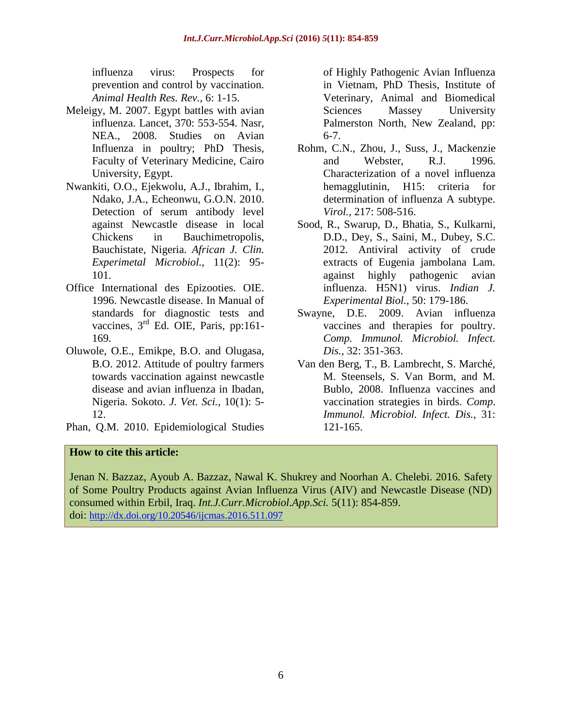influenza virus: Prospects for prevention and control by vaccination. *Animal Health Res. Rev.,* 6: 1-15.

Meleigy, M. 2007. Egypt battles with avian influenza. Lancet, 370: 553-554. Nasr, NEA., 2008. Studies on Avian Influenza in poultry; PhD Thesis, Faculty of Veterinary Medicine, Cairo University, Egypt.

Nwankiti, O.O., Ejekwolu, A.J., Ibrahim, I., Ndako, J.A., Echeonwu, G.O.N. 2010. Detection of serum antibody level against Newcastle disease in local Chickens in Bauchimetropolis, Bauchistate, Nigeria. *African J. Clin. Experimetal Microbiol.,* 11(2): 95-101.

Office International des Epizooties. OIE. 1996. Newcastle disease. In Manual of standards for diagnostic tests and vaccines, 3rd Ed. OIE, Paris, pp:161-169.

Oluwole, O.E., Emikpe, B.O. and Olugasa, B.O. 2012. Attitude of poultry farmers towards vaccination against newcastle disease and avian influenza in Ibadan, Nigeria. Sokoto. *J. Vet. Sci.,* 10(1): 5-12.

Phan, Q.M. 2010. Epidemiological Studies of Highly Pathogenic Avian Influenza in Vietnam, PhD Thesis, Institute of Veterinary, Animal and Biomedical Sciences Massey University Palmerston North, New Zealand, pp: 6-7.

Rohm, C.N., Zhou, J., Suss, J., Mackenzie and Webster, R.J. 1996. Characterization of a novel influenza hemagglutinin, H15: criteria for determination of influenza A subtype. *Virol.,* 217: 508-516.

Sood, R., Swarup, D., Bhatia, S., Kulkarni, D.D., Dey, S., Saini, M., Dubey, S.C. 2012. Antiviral activity of crude extracts of Eugenia jambolana Lam. against highly pathogenic avian influenza. H5N1) virus. *Indian J. Experimental Biol.,* 50: 179-186.

Swayne, D.E. 2009. Avian influenza vaccines and therapies for poultry. *Comp. Immunol. Microbiol. Infect. Dis.,* 32: 351-363.

Van den Berg, T., B. Lambrecht, S. Marché, M. Steensels, S. Van Borm, and M. Bublo, 2008. Influenza vaccines and vaccination strategies in birds. *Comp. Immunol. Microbiol. Infect. Dis.,* 31: 121-165.

**How to cite this article:**

Jenan N. Bazzaz, Ayoub A. Bazzaz, Nawal K. Shukrey and Noorhan A. Chelebi. 2016. Safety of Some Poultry Products against Avian Influenza Virus (AIV) and Newcastle Disease (ND) consumed within Erbil, Iraq. *Int.J.Curr.Microbiol.App.Sci.* 5(11): 854-859.
doi: http://dx.doi.org/10.20546/ijcmas.2016.511.097